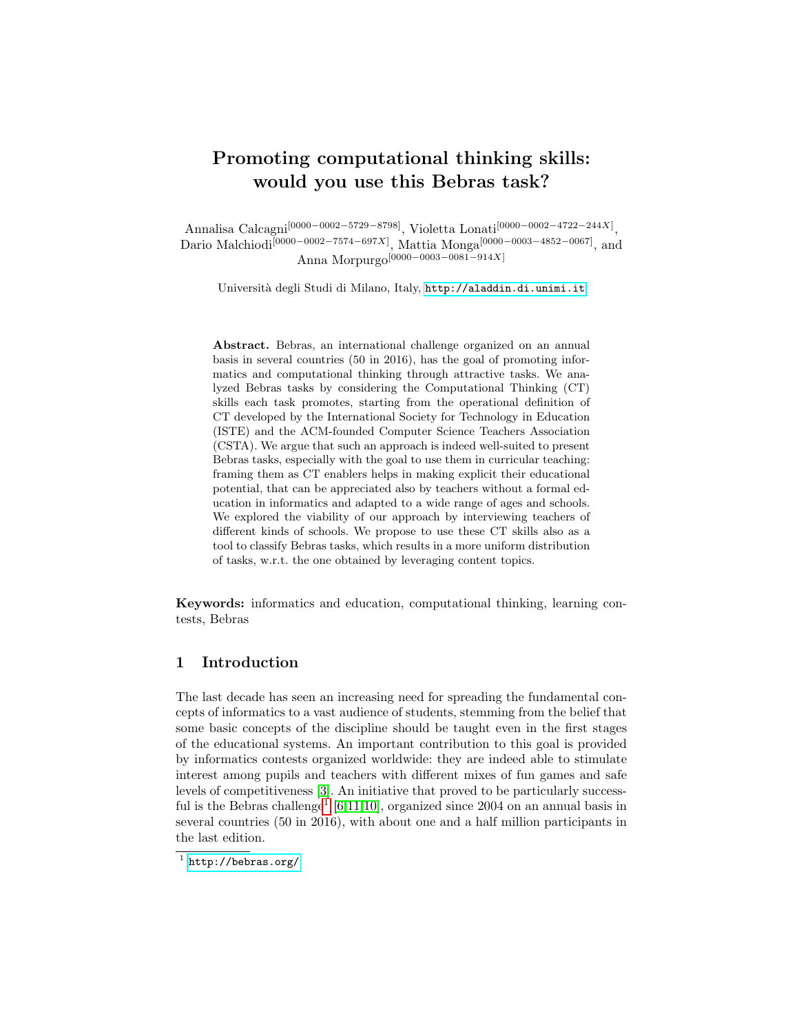# Promoting computational thinking skills: would you use this Bebras task?

Annalisa Calcagni[0000-0002-5729-8798], Violetta Lonati[0000-0002-4722-244X], Dario Malchiodi[0000-0002-7574-697X], Mattia Monga[0000-0003-4852-0067], and Anna Morpurgo[0000-0003-0081-914X]

Università degli Studi di Milano, Italy, http://aladdin.di.unimi.it

**Abstract.** Bebras, an international challenge organized on an annual basis in several countries (50 in 2016), has the goal of promoting informatics and computational thinking through attractive tasks. We analyzed Bebras tasks by considering the Computational Thinking (CT) skills each task promotes, starting from the operational definition of CT developed by the International Society for Technology in Education (ISTE) and the ACM-founded Computer Science Teachers Association (CSTA). We argue that such an approach is indeed well-suited to present Bebras tasks, especially with the goal to use them in curricular teaching: framing them as CT enablers helps in making explicit their educational potential, that can be appreciated also by teachers without a formal education in informatics and adapted to a wide range of ages and schools. We explored the viability of our approach by interviewing teachers of different kinds of schools. We propose to use these CT skills also as a tool to classify Bebras tasks, which results in a more uniform distribution of tasks, w.r.t. the one obtained by leveraging content topics.

**Keywords:** informatics and education, computational thinking, learning contests, Bebras

## 1 Introduction

The last decade has seen an increasing need for spreading the fundamental concepts of informatics to a vast audience of students, stemming from the belief that some basic concepts of the discipline should be taught even in the first stages of the educational systems. An important contribution to this goal is provided by informatics contests organized worldwide: they are indeed able to stimulate interest among pupils and teachers with different mixes of fun games and safe levels of competitiveness [3]. An initiative that proved to be particularly successful is the Bebras challenge[1] [6,11,10], organized since 2004 on an annual basis in several countries (50 in 2016), with about one and a half million participants in the last edition.

[1] http://bebras.org/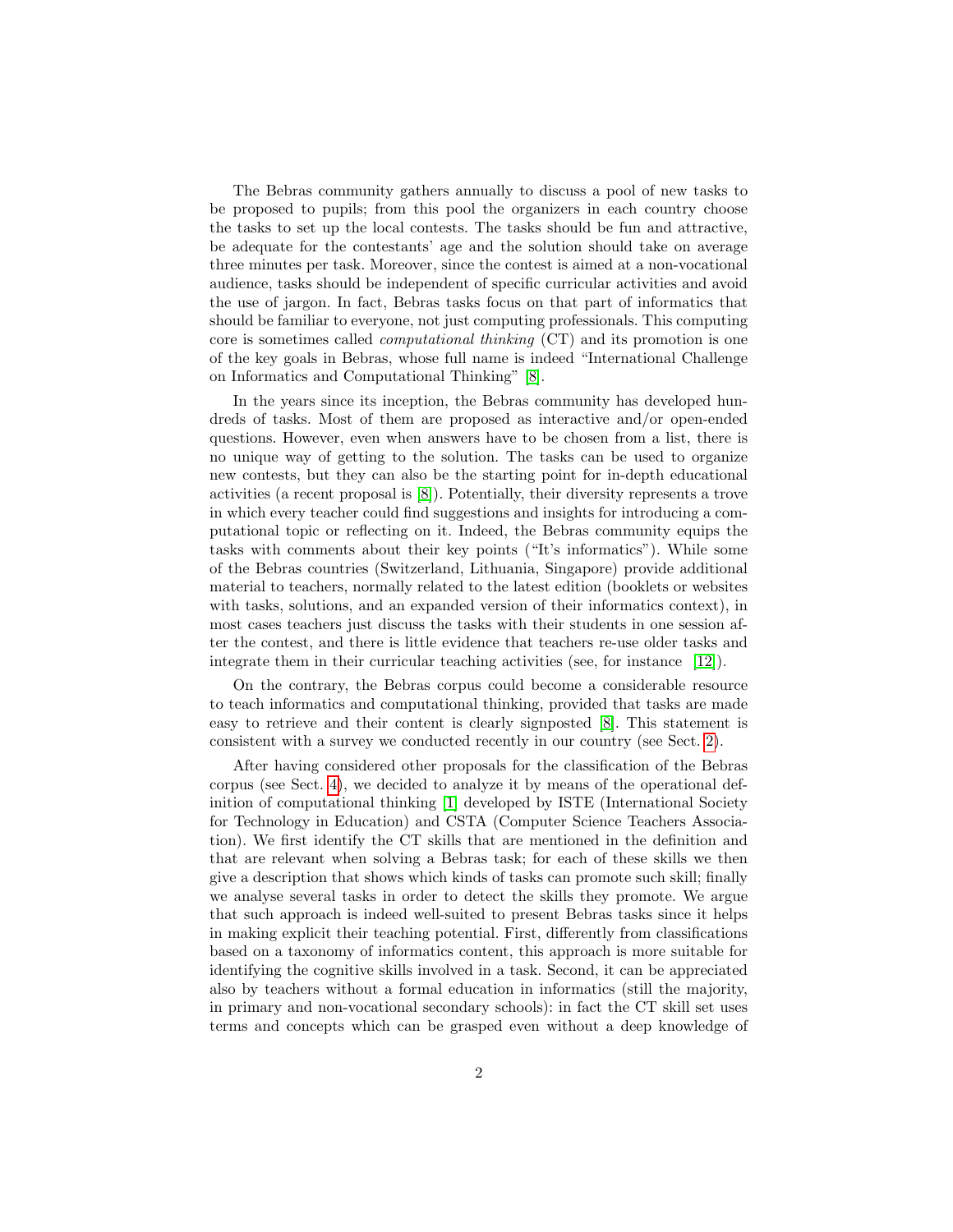The Bebras community gathers annually to discuss a pool of new tasks to be proposed to pupils; from this pool the organizers in each country choose the tasks to set up the local contests. The tasks should be fun and attractive, be adequate for the contestants' age and the solution should take on average three minutes per task. Moreover, since the contest is aimed at a non-vocational audience, tasks should be independent of specific curricular activities and avoid the use of jargon. In fact, Bebras tasks focus on that part of informatics that should be familiar to everyone, not just computing professionals. This computing core is sometimes called *computational thinking* (CT) and its promotion is one of the key goals in Bebras, whose full name is indeed "International Challenge on Informatics and Computational Thinking" [8].

In the years since its inception, the Bebras community has developed hundreds of tasks. Most of them are proposed as interactive and/or open-ended questions. However, even when answers have to be chosen from a list, there is no unique way of getting to the solution. The tasks can be used to organize new contests, but they can also be the starting point for in-depth educational activities (a recent proposal is [8]). Potentially, their diversity represents a trove in which every teacher could find suggestions and insights for introducing a computational topic or reflecting on it. Indeed, the Bebras community equips the tasks with comments about their key points ("It's informatics"). While some of the Bebras countries (Switzerland, Lithuania, Singapore) provide additional material to teachers, normally related to the latest edition (booklets or websites with tasks, solutions, and an expanded version of their informatics context), in most cases teachers just discuss the tasks with their students in one session after the contest, and there is little evidence that teachers re-use older tasks and integrate them in their curricular teaching activities (see, for instance [12]).

On the contrary, the Bebras corpus could become a considerable resource to teach informatics and computational thinking, provided that tasks are made easy to retrieve and their content is clearly signposted [8]. This statement is consistent with a survey we conducted recently in our country (see Sect. 2).

After having considered other proposals for the classification of the Bebras corpus (see Sect. 4), we decided to analyze it by means of the operational definition of computational thinking [1] developed by ISTE (International Society for Technology in Education) and CSTA (Computer Science Teachers Association). We first identify the CT skills that are mentioned in the definition and that are relevant when solving a Bebras task; for each of these skills we then give a description that shows which kinds of tasks can promote such skill; finally we analyse several tasks in order to detect the skills they promote. We argue that such approach is indeed well-suited to present Bebras tasks since it helps in making explicit their teaching potential. First, differently from classifications based on a taxonomy of informatics content, this approach is more suitable for identifying the cognitive skills involved in a task. Second, it can be appreciated also by teachers without a formal education in informatics (still the majority, in primary and non-vocational secondary schools): in fact the CT skill set uses terms and concepts which can be grasped even without a deep knowledge of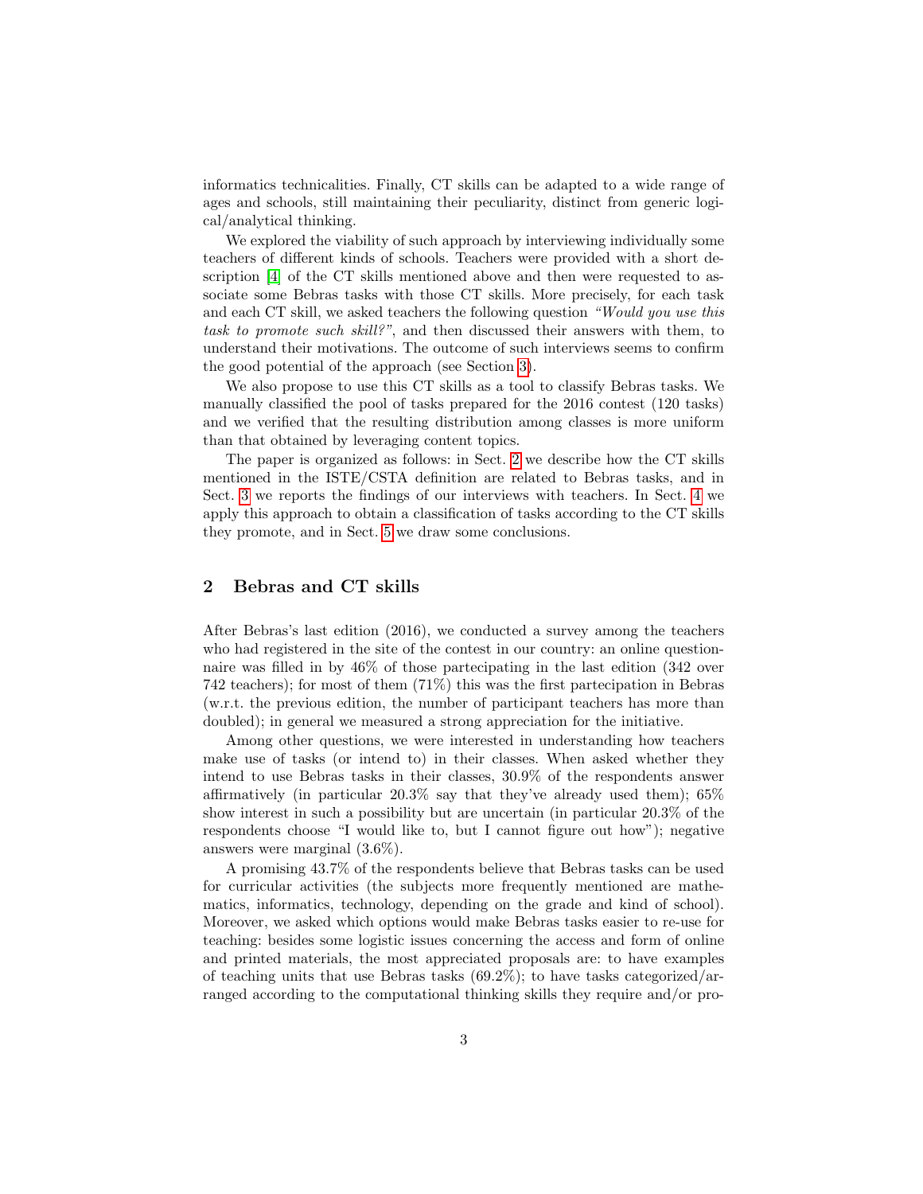informatics technicalities. Finally, CT skills can be adapted to a wide range of ages and schools, still maintaining their peculiarity, distinct from generic logical/analytical thinking.

We explored the viability of such approach by interviewing individually some teachers of different kinds of schools. Teachers were provided with a short description [4] of the CT skills mentioned above and then were requested to associate some Bebras tasks with those CT skills. More precisely, for each task and each CT skill, we asked teachers the following question *"Would you use this task to promote such skill?"*, and then discussed their answers with them, to understand their motivations. The outcome of such interviews seems to confirm the good potential of the approach (see Section 3).

We also propose to use this CT skills as a tool to classify Bebras tasks. We manually classified the pool of tasks prepared for the 2016 contest (120 tasks) and we verified that the resulting distribution among classes is more uniform than that obtained by leveraging content topics.

The paper is organized as follows: in Sect. 2 we describe how the CT skills mentioned in the ISTE/CSTA definition are related to Bebras tasks, and in Sect. 3 we reports the findings of our interviews with teachers. In Sect. 4 we apply this approach to obtain a classification of tasks according to the CT skills they promote, and in Sect. 5 we draw some conclusions.

## 2 Bebras and CT skills

After Bebras's last edition (2016), we conducted a survey among the teachers who had registered in the site of the contest in our country: an online questionnaire was filled in by 46% of those partecipating in the last edition (342 over 742 teachers); for most of them (71%) this was the first partecipation in Bebras (w.r.t. the previous edition, the number of participant teachers has more than doubled); in general we measured a strong appreciation for the initiative.

Among other questions, we were interested in understanding how teachers make use of tasks (or intend to) in their classes. When asked whether they intend to use Bebras tasks in their classes, 30.9% of the respondents answer affirmatively (in particular 20.3% say that they've already used them); 65% show interest in such a possibility but are uncertain (in particular 20.3% of the respondents choose "I would like to, but I cannot figure out how"); negative answers were marginal (3.6%).

A promising 43.7% of the respondents believe that Bebras tasks can be used for curricular activities (the subjects more frequently mentioned are mathematics, informatics, technology, depending on the grade and kind of school). Moreover, we asked which options would make Bebras tasks easier to re-use for teaching: besides some logistic issues concerning the access and form of online and printed materials, the most appreciated proposals are: to have examples of teaching units that use Bebras tasks (69.2%); to have tasks categorized/arranged according to the computational thinking skills they require and/or pro-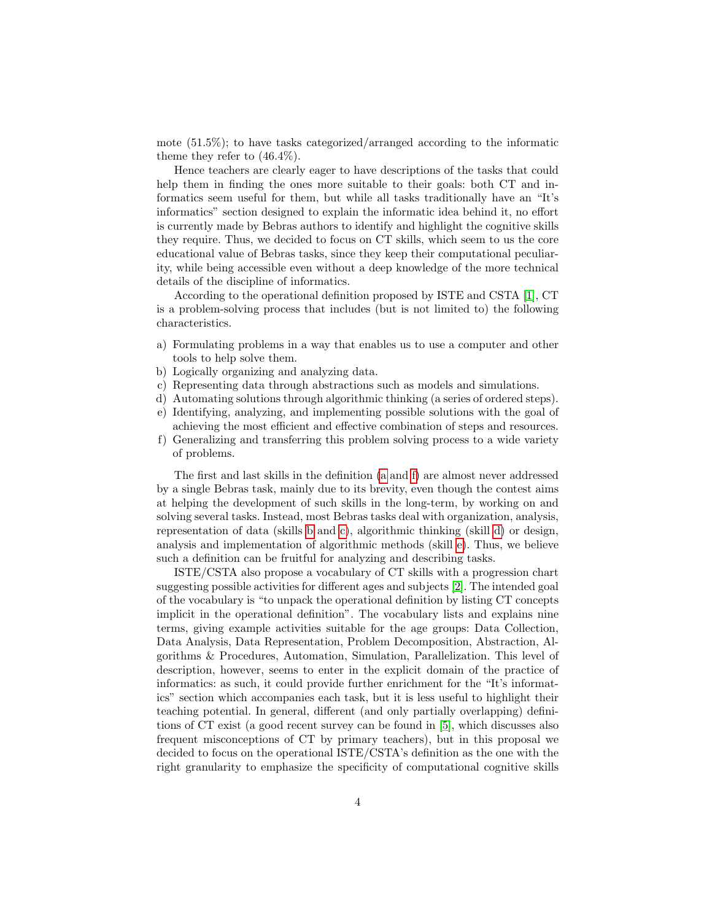mote (51.5%); to have tasks categorized/arranged according to the informatic theme they refer to (46.4%).

Hence teachers are clearly eager to have descriptions of the tasks that could help them in finding the ones more suitable to their goals: both CT and informatics seem useful for them, but while all tasks traditionally have an "It's informatics" section designed to explain the informatic idea behind it, no effort is currently made by Bebras authors to identify and highlight the cognitive skills they require. Thus, we decided to focus on CT skills, which seem to us the core educational value of Bebras tasks, since they keep their computational peculiarity, while being accessible even without a deep knowledge of the more technical details of the discipline of informatics.

According to the operational definition proposed by ISTE and CSTA [1], CT is a problem-solving process that includes (but is not limited to) the following characteristics.

a) Formulating problems in a way that enables us to use a computer and other tools to help solve them.
b) Logically organizing and analyzing data.
c) Representing data through abstractions such as models and simulations.
d) Automating solutions through algorithmic thinking (a series of ordered steps).
e) Identifying, analyzing, and implementing possible solutions with the goal of achieving the most efficient and effective combination of steps and resources.
f) Generalizing and transferring this problem solving process to a wide variety of problems.

The first and last skills in the definition (a and f) are almost never addressed by a single Bebras task, mainly due to its brevity, even though the contest aims at helping the development of such skills in the long-term, by working on and solving several tasks. Instead, most Bebras tasks deal with organization, analysis, representation of data (skills b and c), algorithmic thinking (skill d) or design, analysis and implementation of algorithmic methods (skill e). Thus, we believe such a definition can be fruitful for analyzing and describing tasks.

ISTE/CSTA also propose a vocabulary of CT skills with a progression chart suggesting possible activities for different ages and subjects [2]. The intended goal of the vocabulary is "to unpack the operational definition by listing CT concepts implicit in the operational definition". The vocabulary lists and explains nine terms, giving example activities suitable for the age groups: Data Collection, Data Analysis, Data Representation, Problem Decomposition, Abstraction, Algorithms & Procedures, Automation, Simulation, Parallelization. This level of description, however, seems to enter in the explicit domain of the practice of informatics: as such, it could provide further enrichment for the "It's informatics" section which accompanies each task, but it is less useful to highlight their teaching potential. In general, different (and only partially overlapping) definitions of CT exist (a good recent survey can be found in [5], which discusses also frequent misconceptions of CT by primary teachers), but in this proposal we decided to focus on the operational ISTE/CSTA's definition as the one with the right granularity to emphasize the specificity of computational cognitive skills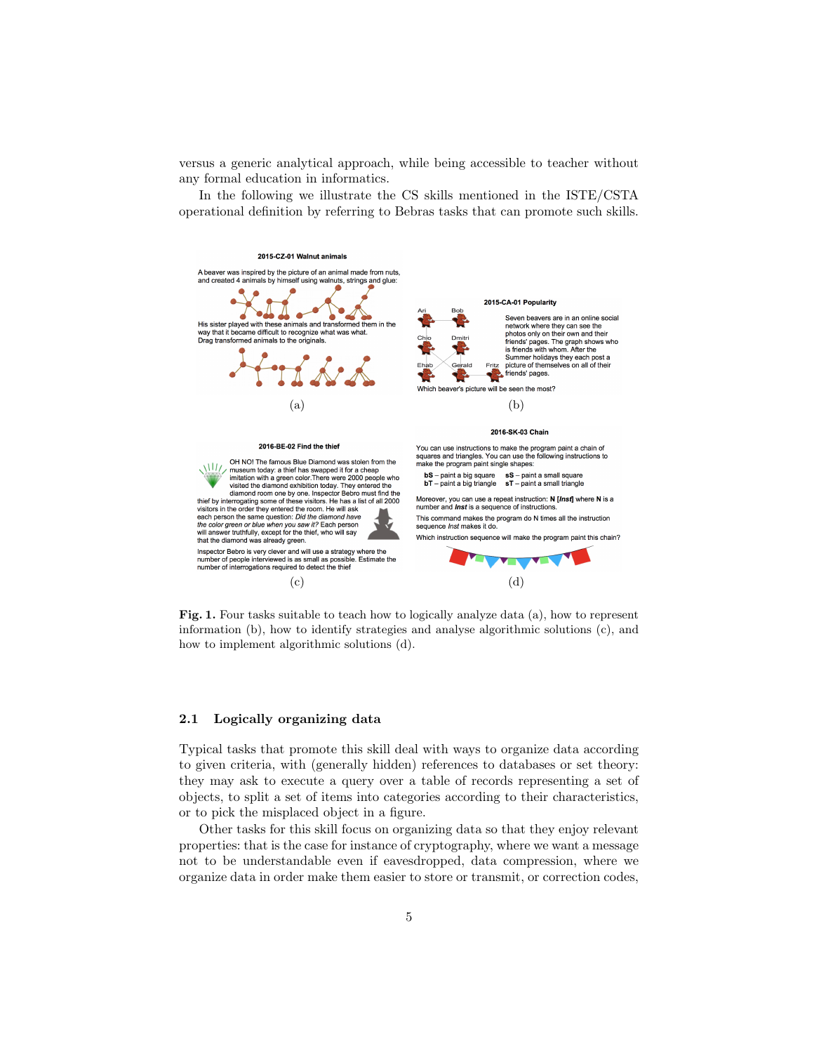versus a generic analytical approach, while being accessible to teacher without any formal education in informatics.

In the following we illustrate the CS skills mentioned in the ISTE/CSTA operational definition by referring to Bebras tasks that can promote such skills.

**2015-CZ-01 Walnut animals**

A beaver was inspired by the picture of an animal made from nuts, and created 4 animals by himself using walnuts, strings and glue:

His sister played with these animals and transformed them in the way that it became difficult to recognize what was what. Drag transformed animals to the originals.

(a)

**2015-CA-01 Popularity**

Seven beavers are in an online social network where they can see the photos only on their own and their friends' pages. The graph shows who is friends with whom. After the Summer holidays they each post a picture of themselves on all of their friends' pages.

Ari, Bob, Chio, Dmitri, Ehab, Gerald, Fritz

Which beaver's picture will be seen the most?

(b)

**2016-BE-02 Find the thief**

OH NO! The famous Blue Diamond was stolen from the museum today: a thief has swapped it for a cheap imitation with a green color. There were 2000 people who visited the diamond exhibition today. They entered the diamond room one by one. Inspector Bebro must find the thief by interrogating some of these visitors. He has a list of all 2000 visitors in the order they entered the room. He will ask each person the same question: *Did the diamond have the color green or blue when you saw it?* Each person will answer truthfully, except for the thief, who will say that the diamond was already green.

Inspector Bebro is very clever and will use a strategy where the number of people interviewed is as small as possible. Estimate the number of interrogations required to detect the thief

(c)

**2016-SK-03 Chain**

You can use instructions to make the program paint a chain of squares and triangles. You can use the following instructions to make the program paint single shapes:

**bS** – paint a big square  **sS** – paint a small square
**bT** – paint a big triangle  **sT** – paint a small triangle

Moreover, you can use a repeat instruction: **N [*Inst*]** where **N** is a number and ***Inst*** is a sequence of instructions.

This command makes the program do N times all the instruction sequence *Inst* makes it do.

Which instruction sequence will make the program paint this chain?

(d)

**Fig. 1.** Four tasks suitable to teach how to logically analyze data (a), how to represent information (b), how to identify strategies and analyse algorithmic solutions (c), and how to implement algorithmic solutions (d).

### 2.1 Logically organizing data

Typical tasks that promote this skill deal with ways to organize data according to given criteria, with (generally hidden) references to databases or set theory: they may ask to execute a query over a table of records representing a set of objects, to split a set of items into categories according to their characteristics, or to pick the misplaced object in a figure.

Other tasks for this skill focus on organizing data so that they enjoy relevant properties: that is the case for instance of cryptography, where we want a message not to be understandable even if eavesdropped, data compression, where we organize data in order make them easier to store or transmit, or correction codes,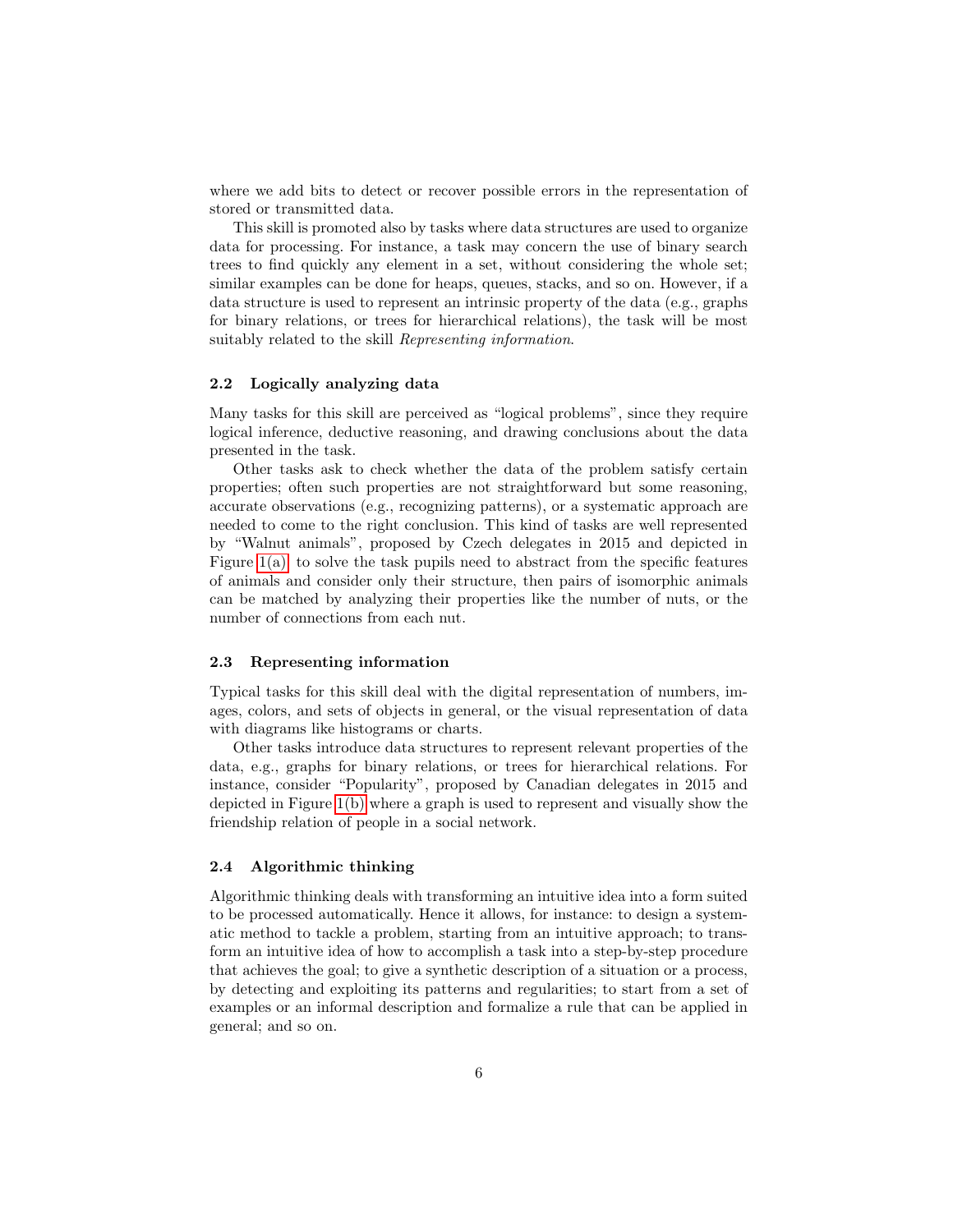where we add bits to detect or recover possible errors in the representation of stored or transmitted data.

This skill is promoted also by tasks where data structures are used to organize data for processing. For instance, a task may concern the use of binary search trees to find quickly any element in a set, without considering the whole set; similar examples can be done for heaps, queues, stacks, and so on. However, if a data structure is used to represent an intrinsic property of the data (e.g., graphs for binary relations, or trees for hierarchical relations), the task will be most suitably related to the skill *Representing information*.

### 2.2 Logically analyzing data

Many tasks for this skill are perceived as "logical problems", since they require logical inference, deductive reasoning, and drawing conclusions about the data presented in the task.

Other tasks ask to check whether the data of the problem satisfy certain properties; often such properties are not straightforward but some reasoning, accurate observations (e.g., recognizing patterns), or a systematic approach are needed to come to the right conclusion. This kind of tasks are well represented by "Walnut animals", proposed by Czech delegates in 2015 and depicted in Figure 1(a): to solve the task pupils need to abstract from the specific features of animals and consider only their structure, then pairs of isomorphic animals can be matched by analyzing their properties like the number of nuts, or the number of connections from each nut.

### 2.3 Representing information

Typical tasks for this skill deal with the digital representation of numbers, images, colors, and sets of objects in general, or the visual representation of data with diagrams like histograms or charts.

Other tasks introduce data structures to represent relevant properties of the data, e.g., graphs for binary relations, or trees for hierarchical relations. For instance, consider "Popularity", proposed by Canadian delegates in 2015 and depicted in Figure 1(b) where a graph is used to represent and visually show the friendship relation of people in a social network.

### 2.4 Algorithmic thinking

Algorithmic thinking deals with transforming an intuitive idea into a form suited to be processed automatically. Hence it allows, for instance: to design a systematic method to tackle a problem, starting from an intuitive approach; to transform an intuitive idea of how to accomplish a task into a step-by-step procedure that achieves the goal; to give a synthetic description of a situation or a process, by detecting and exploiting its patterns and regularities; to start from a set of examples or an informal description and formalize a rule that can be applied in general; and so on.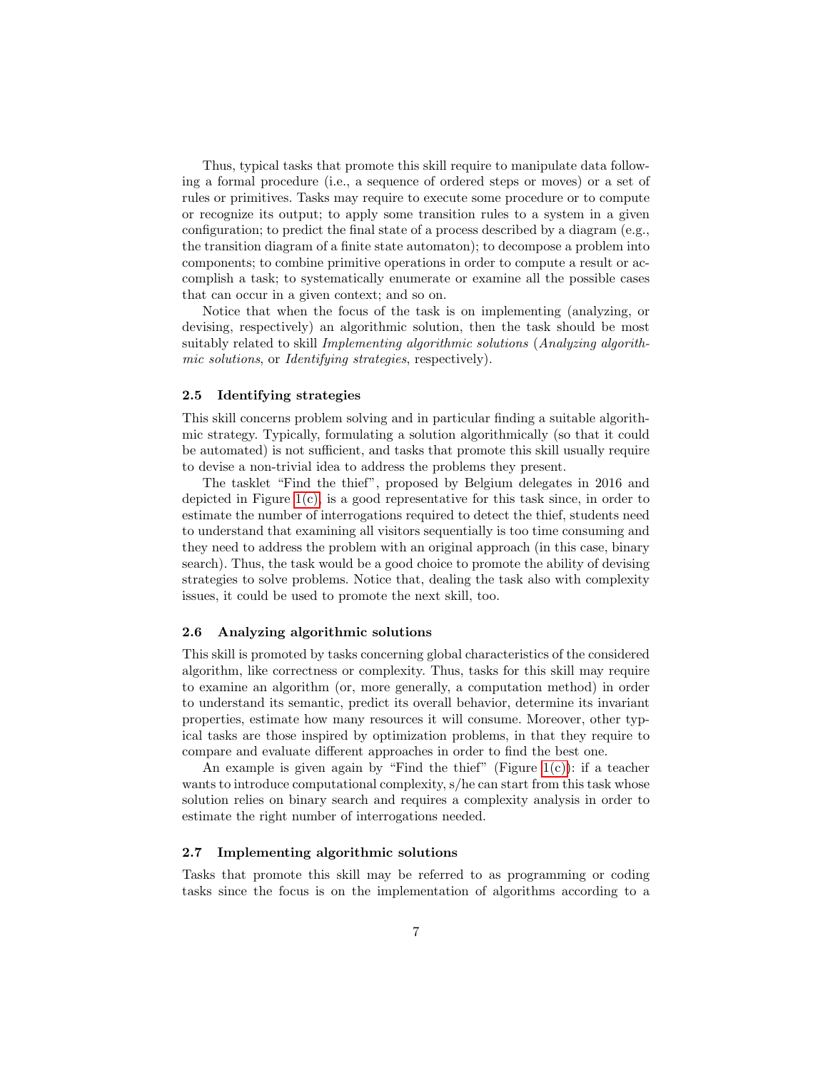Thus, typical tasks that promote this skill require to manipulate data following a formal procedure (i.e., a sequence of ordered steps or moves) or a set of rules or primitives. Tasks may require to execute some procedure or to compute or recognize its output; to apply some transition rules to a system in a given configuration; to predict the final state of a process described by a diagram (e.g., the transition diagram of a finite state automaton); to decompose a problem into components; to combine primitive operations in order to compute a result or accomplish a task; to systematically enumerate or examine all the possible cases that can occur in a given context; and so on.

Notice that when the focus of the task is on implementing (analyzing, or devising, respectively) an algorithmic solution, then the task should be most suitably related to skill *Implementing algorithmic solutions* (*Analyzing algorithmic solutions*, or *Identifying strategies*, respectively).

### 2.5 Identifying strategies

This skill concerns problem solving and in particular finding a suitable algorithmic strategy. Typically, formulating a solution algorithmically (so that it could be automated) is not sufficient, and tasks that promote this skill usually require to devise a non-trivial idea to address the problems they present.

The tasklet "Find the thief", proposed by Belgium delegates in 2016 and depicted in Figure 1(c), is a good representative for this task since, in order to estimate the number of interrogations required to detect the thief, students need to understand that examining all visitors sequentially is too time consuming and they need to address the problem with an original approach (in this case, binary search). Thus, the task would be a good choice to promote the ability of devising strategies to solve problems. Notice that, dealing the task also with complexity issues, it could be used to promote the next skill, too.

### 2.6 Analyzing algorithmic solutions

This skill is promoted by tasks concerning global characteristics of the considered algorithm, like correctness or complexity. Thus, tasks for this skill may require to examine an algorithm (or, more generally, a computation method) in order to understand its semantic, predict its overall behavior, determine its invariant properties, estimate how many resources it will consume. Moreover, other typical tasks are those inspired by optimization problems, in that they require to compare and evaluate different approaches in order to find the best one.

An example is given again by "Find the thief" (Figure 1(c)): if a teacher wants to introduce computational complexity, s/he can start from this task whose solution relies on binary search and requires a complexity analysis in order to estimate the right number of interrogations needed.

### 2.7 Implementing algorithmic solutions

Tasks that promote this skill may be referred to as programming or coding tasks since the focus is on the implementation of algorithms according to a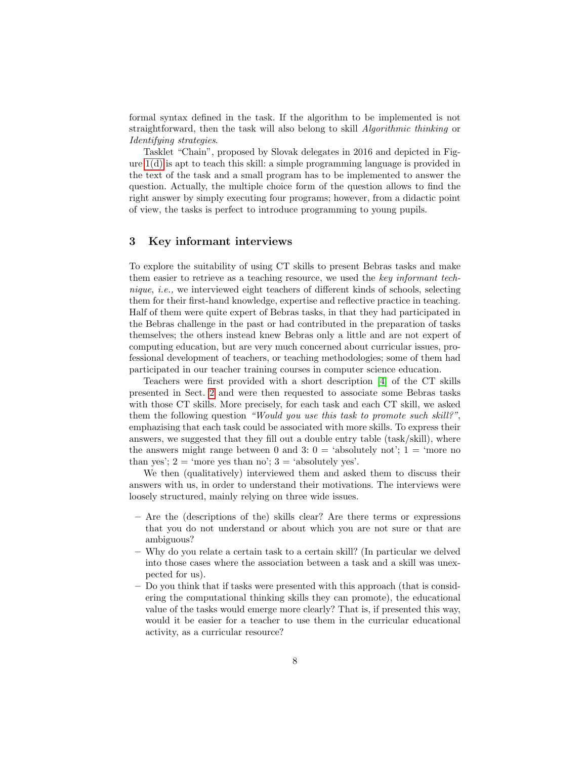formal syntax defined in the task. If the algorithm to be implemented is not straightforward, then the task will also belong to skill *Algorithmic thinking* or *Identifying strategies*.

Tasklet "Chain", proposed by Slovak delegates in 2016 and depicted in Figure 1(d) is apt to teach this skill: a simple programming language is provided in the text of the task and a small program has to be implemented to answer the question. Actually, the multiple choice form of the question allows to find the right answer by simply executing four programs; however, from a didactic point of view, the tasks is perfect to introduce programming to young pupils.

## 3 Key informant interviews

To explore the suitability of using CT skills to present Bebras tasks and make them easier to retrieve as a teaching resource, we used the *key informant technique*, *i.e.,* we interviewed eight teachers of different kinds of schools, selecting them for their first-hand knowledge, expertise and reflective practice in teaching. Half of them were quite expert of Bebras tasks, in that they had participated in the Bebras challenge in the past or had contributed in the preparation of tasks themselves; the others instead knew Bebras only a little and are not expert of computing education, but are very much concerned about curricular issues, professional development of teachers, or teaching methodologies; some of them had participated in our teacher training courses in computer science education.

Teachers were first provided with a short description [4] of the CT skills presented in Sect. 2 and were then requested to associate some Bebras tasks with those CT skills. More precisely, for each task and each CT skill, we asked them the following question *"Would you use this task to promote such skill?"*, emphazising that each task could be associated with more skills. To express their answers, we suggested that they fill out a double entry table (task/skill), where the answers might range between 0 and 3: 0 = 'absolutely not'; 1 = 'more no than yes'; 2 = 'more yes than no'; 3 = 'absolutely yes'.

We then (qualitatively) interviewed them and asked them to discuss their answers with us, in order to understand their motivations. The interviews were loosely structured, mainly relying on three wide issues.

- Are the (descriptions of the) skills clear? Are there terms or expressions that you do not understand or about which you are not sure or that are ambiguous?
- Why do you relate a certain task to a certain skill? (In particular we delved into those cases where the association between a task and a skill was unexpected for us).
- Do you think that if tasks were presented with this approach (that is considering the computational thinking skills they can promote), the educational value of the tasks would emerge more clearly? That is, if presented this way, would it be easier for a teacher to use them in the curricular educational activity, as a curricular resource?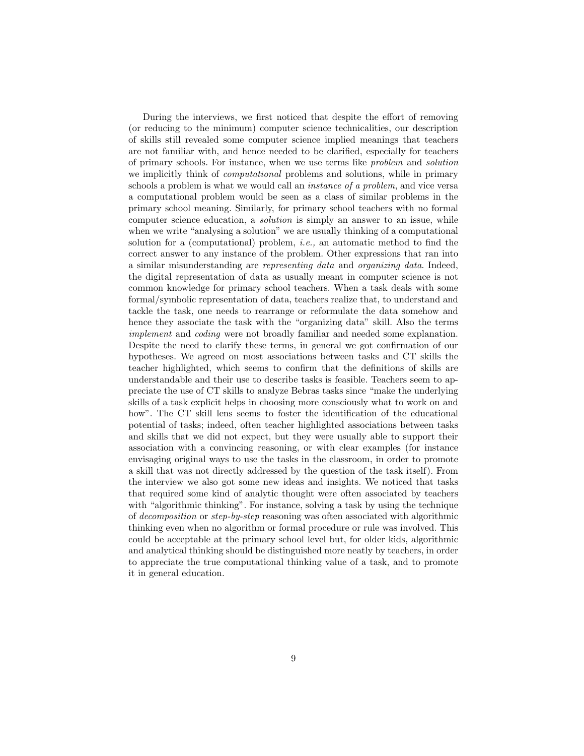During the interviews, we first noticed that despite the effort of removing (or reducing to the minimum) computer science technicalities, our description of skills still revealed some computer science implied meanings that teachers are not familiar with, and hence needed to be clarified, especially for teachers of primary schools. For instance, when we use terms like *problem* and *solution* we implicitly think of *computational* problems and solutions, while in primary schools a problem is what we would call an *instance of a problem*, and vice versa a computational problem would be seen as a class of similar problems in the primary school meaning. Similarly, for primary school teachers with no formal computer science education, a *solution* is simply an answer to an issue, while when we write "analysing a solution" we are usually thinking of a computational solution for a (computational) problem, *i.e.,* an automatic method to find the correct answer to any instance of the problem. Other expressions that ran into a similar misunderstanding are *representing data* and *organizing data*. Indeed, the digital representation of data as usually meant in computer science is not common knowledge for primary school teachers. When a task deals with some formal/symbolic representation of data, teachers realize that, to understand and tackle the task, one needs to rearrange or reformulate the data somehow and hence they associate the task with the "organizing data" skill. Also the terms *implement* and *coding* were not broadly familiar and needed some explanation. Despite the need to clarify these terms, in general we got confirmation of our hypotheses. We agreed on most associations between tasks and CT skills the teacher highlighted, which seems to confirm that the definitions of skills are understandable and their use to describe tasks is feasible. Teachers seem to appreciate the use of CT skills to analyze Bebras tasks since "make the underlying skills of a task explicit helps in choosing more consciously what to work on and how". The CT skill lens seems to foster the identification of the educational potential of tasks; indeed, often teacher highlighted associations between tasks and skills that we did not expect, but they were usually able to support their association with a convincing reasoning, or with clear examples (for instance envisaging original ways to use the tasks in the classroom, in order to promote a skill that was not directly addressed by the question of the task itself). From the interview we also got some new ideas and insights. We noticed that tasks that required some kind of analytic thought were often associated by teachers with "algorithmic thinking". For instance, solving a task by using the technique of *decomposition* or *step-by-step* reasoning was often associated with algorithmic thinking even when no algorithm or formal procedure or rule was involved. This could be acceptable at the primary school level but, for older kids, algorithmic and analytical thinking should be distinguished more neatly by teachers, in order to appreciate the true computational thinking value of a task, and to promote it in general education.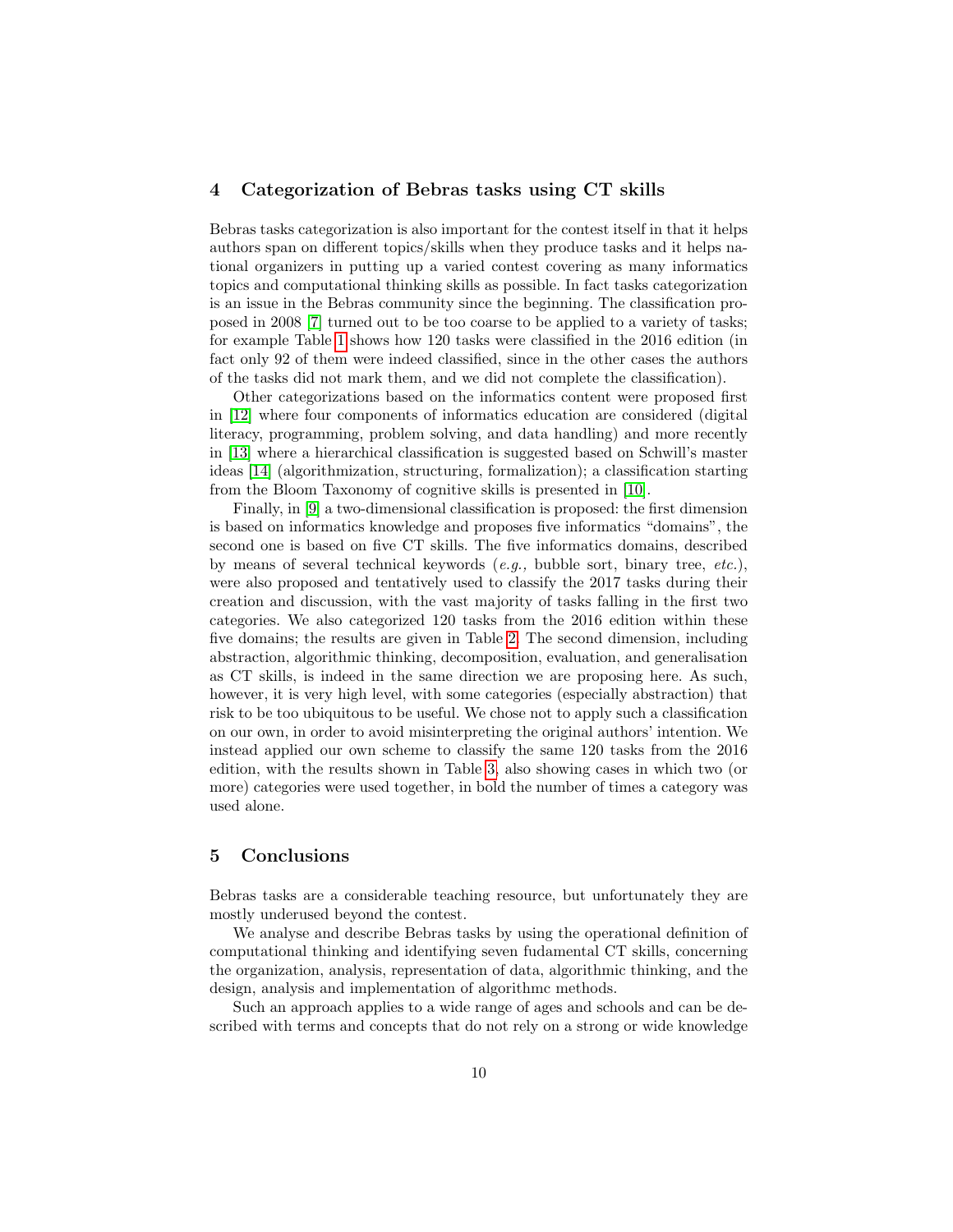## 4 Categorization of Bebras tasks using CT skills

Bebras tasks categorization is also important for the contest itself in that it helps authors span on different topics/skills when they produce tasks and it helps national organizers in putting up a varied contest covering as many informatics topics and computational thinking skills as possible. In fact tasks categorization is an issue in the Bebras community since the beginning. The classification proposed in 2008 [7] turned out to be too coarse to be applied to a variety of tasks; for example Table 1 shows how 120 tasks were classified in the 2016 edition (in fact only 92 of them were indeed classified, since in the other cases the authors of the tasks did not mark them, and we did not complete the classification).

Other categorizations based on the informatics content were proposed first in [12] where four components of informatics education are considered (digital literacy, programming, problem solving, and data handling) and more recently in [13] where a hierarchical classification is suggested based on Schwill's master ideas [14] (algorithmization, structuring, formalization); a classification starting from the Bloom Taxonomy of cognitive skills is presented in [10].

Finally, in [9] a two-dimensional classification is proposed: the first dimension is based on informatics knowledge and proposes five informatics "domains", the second one is based on five CT skills. The five informatics domains, described by means of several technical keywords (*e.g.,* bubble sort, binary tree, *etc.*), were also proposed and tentatively used to classify the 2017 tasks during their creation and discussion, with the vast majority of tasks falling in the first two categories. We also categorized 120 tasks from the 2016 edition within these five domains; the results are given in Table 2. The second dimension, including abstraction, algorithmic thinking, decomposition, evaluation, and generalisation as CT skills, is indeed in the same direction we are proposing here. As such, however, it is very high level, with some categories (especially abstraction) that risk to be too ubiquitous to be useful. We chose not to apply such a classification on our own, in order to avoid misinterpreting the original authors' intention. We instead applied our own scheme to classify the same 120 tasks from the 2016 edition, with the results shown in Table 3, also showing cases in which two (or more) categories were used together, in bold the number of times a category was used alone.

## 5 Conclusions

Bebras tasks are a considerable teaching resource, but unfortunately they are mostly underused beyond the contest.

We analyse and describe Bebras tasks by using the operational definition of computational thinking and identifying seven fudamental CT skills, concerning the organization, analysis, representation of data, algorithmic thinking, and the design, analysis and implementation of algorithmc methods.

Such an approach applies to a wide range of ages and schools and can be described with terms and concepts that do not rely on a strong or wide knowledge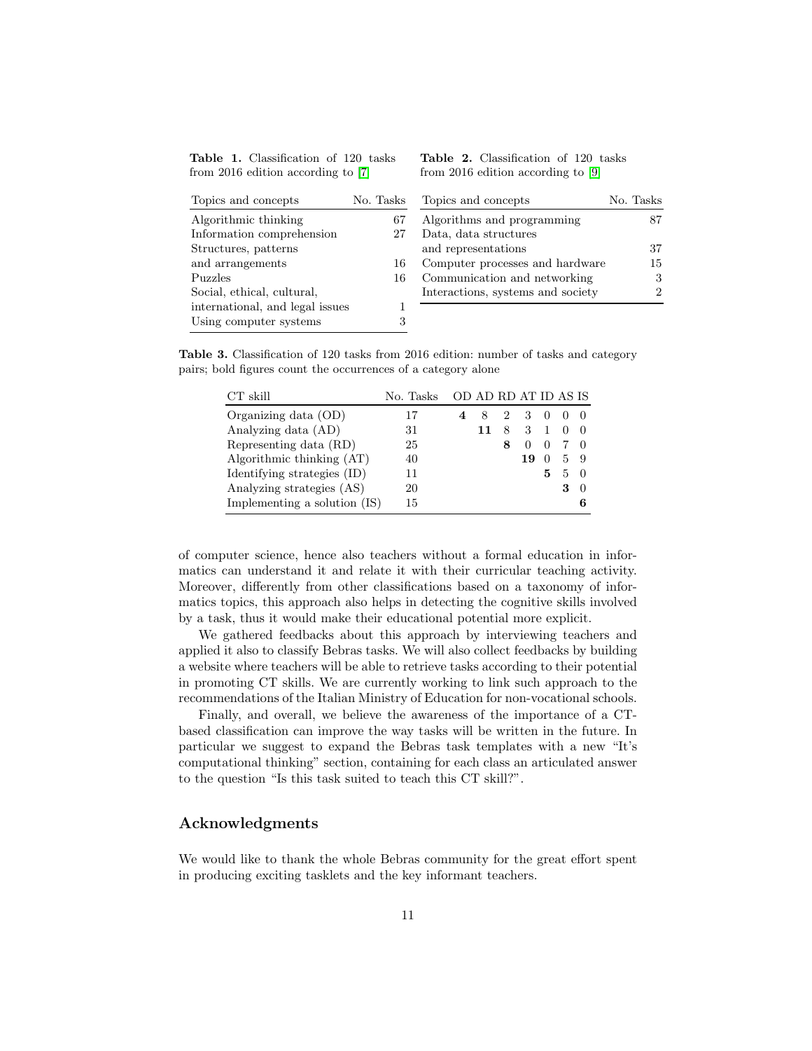**Table 1.** Classification of 120 tasks from 2016 edition according to [7]

| Topics and concepts | No. Tasks |
|---|---|
| Algorithmic thinking | 67 |
| Information comprehension | 27 |
| Structures, patterns and arrangements | 16 |
| Puzzles | 16 |
| Social, ethical, cultural, international, and legal issues | 1 |
| Using computer systems | 3 |

**Table 2.** Classification of 120 tasks from 2016 edition according to [9]

| Topics and concepts | No. Tasks |
|---|---|
| Algorithms and programming | 87 |
| Data, data structures and representations | 37 |
| Computer processes and hardware | 15 |
| Communication and networking | 3 |
| Interactions, systems and society | 2 |

**Table 3.** Classification of 120 tasks from 2016 edition: number of tasks and category pairs; bold figures count the occurrences of a category alone

| CT skill | No. Tasks | OD | AD | RD | AT | ID | AS | IS |
|---|---|---|---|---|---|---|---|---|
| Organizing data (OD) | 17 | **4** | 8 | 2 | 3 | 0 | 0 | 0 |
| Analyzing data (AD) | 31 | | **11** | 8 | 3 | 1 | 0 | 0 |
| Representing data (RD) | 25 | | | **8** | 0 | 0 | 7 | 0 |
| Algorithmic thinking (AT) | 40 | | | | **19** | 0 | 5 | 9 |
| Identifying strategies (ID) | 11 | | | | | **5** | 5 | 0 |
| Analyzing strategies (AS) | 20 | | | | | | **3** | 0 |
| Implementing a solution (IS) | 15 | | | | | | | **6** |

of computer science, hence also teachers without a formal education in informatics can understand it and relate it with their curricular teaching activity. Moreover, differently from other classifications based on a taxonomy of informatics topics, this approach also helps in detecting the cognitive skills involved by a task, thus it would make their educational potential more explicit.

We gathered feedbacks about this approach by interviewing teachers and applied it also to classify Bebras tasks. We will also collect feedbacks by building a website where teachers will be able to retrieve tasks according to their potential in promoting CT skills. We are currently working to link such approach to the recommendations of the Italian Ministry of Education for non-vocational schools.

Finally, and overall, we believe the awareness of the importance of a CT-based classification can improve the way tasks will be written in the future. In particular we suggest to expand the Bebras task templates with a new "It's computational thinking" section, containing for each class an articulated answer to the question "Is this task suited to teach this CT skill?".

## Acknowledgments

We would like to thank the whole Bebras community for the great effort spent in producing exciting tasklets and the key informant teachers.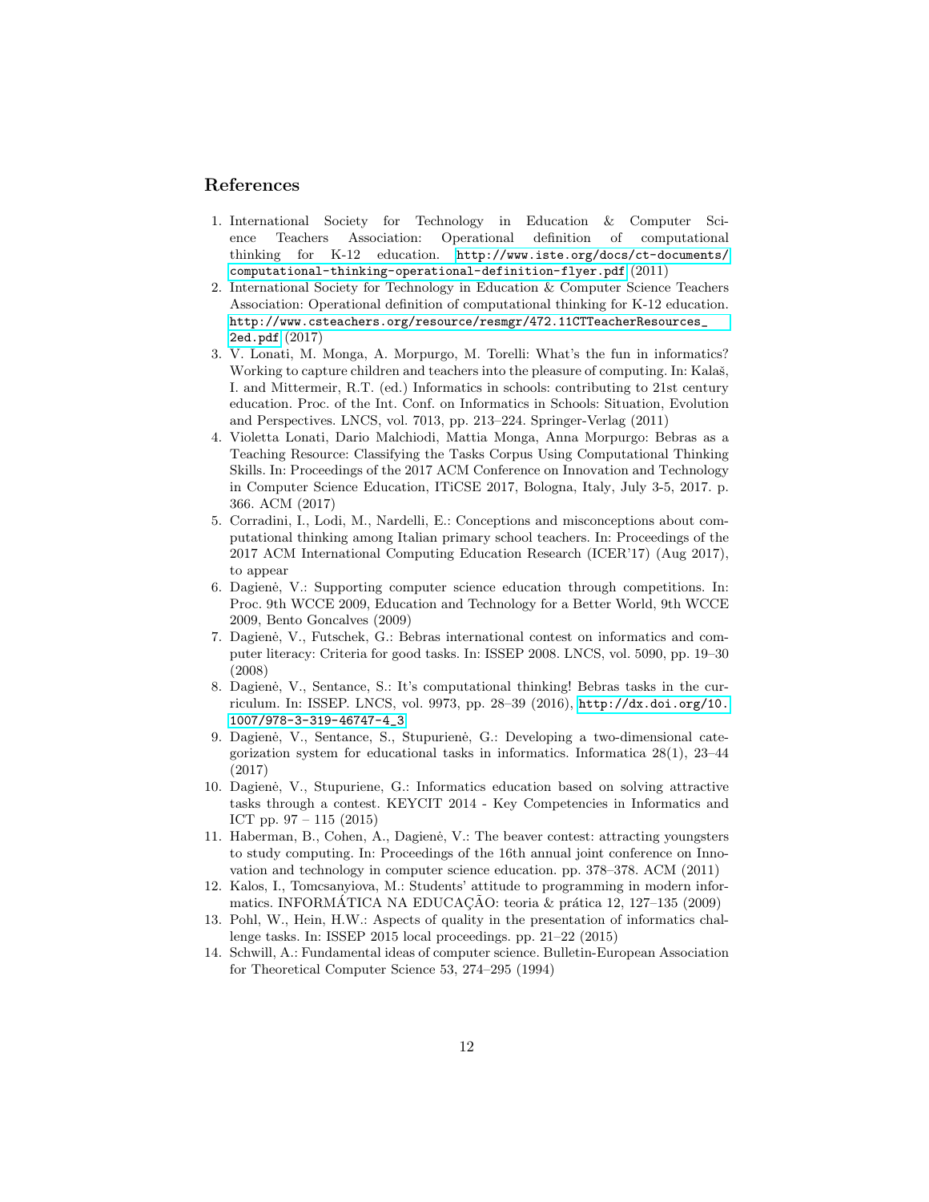## References

1. International Society for Technology in Education & Computer Science Teachers Association: Operational definition of computational thinking for K-12 education. http://www.iste.org/docs/ct-documents/computational-thinking-operational-definition-flyer.pdf (2011)
2. International Society for Technology in Education & Computer Science Teachers Association: Operational definition of computational thinking for K-12 education. http://www.csteachers.org/resource/resmgr/472.11CTTeacherResources_2ed.pdf (2017)
3. V. Lonati, M. Monga, A. Morpurgo, M. Torelli: What's the fun in informatics? Working to capture children and teachers into the pleasure of computing. In: Kalaš, I. and Mittermeir, R.T. (ed.) Informatics in schools: contributing to 21st century education. Proc. of the Int. Conf. on Informatics in Schools: Situation, Evolution and Perspectives. LNCS, vol. 7013, pp. 213–224. Springer-Verlag (2011)
4. Violetta Lonati, Dario Malchiodi, Mattia Monga, Anna Morpurgo: Bebras as a Teaching Resource: Classifying the Tasks Corpus Using Computational Thinking Skills. In: Proceedings of the 2017 ACM Conference on Innovation and Technology in Computer Science Education, ITiCSE 2017, Bologna, Italy, July 3-5, 2017. p. 366. ACM (2017)
5. Corradini, I., Lodi, M., Nardelli, E.: Conceptions and misconceptions about computational thinking among Italian primary school teachers. In: Proceedings of the 2017 ACM International Computing Education Research (ICER'17) (Aug 2017), to appear
6. Dagienė, V.: Supporting computer science education through competitions. In: Proc. 9th WCCE 2009, Education and Technology for a Better World, 9th WCCE 2009, Bento Goncalves (2009)
7. Dagienė, V., Futschek, G.: Bebras international contest on informatics and computer literacy: Criteria for good tasks. In: ISSEP 2008. LNCS, vol. 5090, pp. 19–30 (2008)
8. Dagienė, V., Sentance, S.: It's computational thinking! Bebras tasks in the curriculum. In: ISSEP. LNCS, vol. 9973, pp. 28–39 (2016), http://dx.doi.org/10.1007/978-3-319-46747-4_3
9. Dagienė, V., Sentance, S., Stupurienė, G.: Developing a two-dimensional categorization system for educational tasks in informatics. Informatica 28(1), 23–44 (2017)
10. Dagienė, V., Stupuriene, G.: Informatics education based on solving attractive tasks through a contest. KEYCIT 2014 - Key Competencies in Informatics and ICT pp. 97 – 115 (2015)
11. Haberman, B., Cohen, A., Dagienė, V.: The beaver contest: attracting youngsters to study computing. In: Proceedings of the 16th annual joint conference on Innovation and technology in computer science education. pp. 378–378. ACM (2011)
12. Kalos, I., Tomcsanyiova, M.: Students' attitude to programming in modern informatics. INFORMÁTICA NA EDUCAÇÃO: teoria & prática 12, 127–135 (2009)
13. Pohl, W., Hein, H.W.: Aspects of quality in the presentation of informatics challenge tasks. In: ISSEP 2015 local proceedings. pp. 21–22 (2015)
14. Schwill, A.: Fundamental ideas of computer science. Bulletin-European Association for Theoretical Computer Science 53, 274–295 (1994)